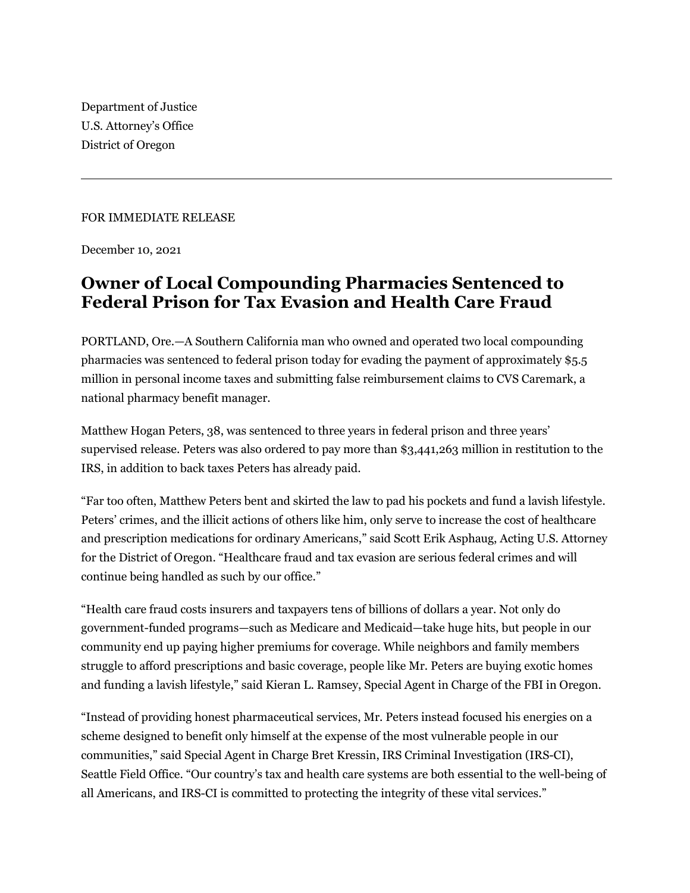Department of Justice
U.S. Attorney's Office
District of Oregon

---

FOR IMMEDIATE RELEASE

December 10, 2021

# Owner of Local Compounding Pharmacies Sentenced to Federal Prison for Tax Evasion and Health Care Fraud

PORTLAND, Ore.—A Southern California man who owned and operated two local compounding pharmacies was sentenced to federal prison today for evading the payment of approximately $5.5 million in personal income taxes and submitting false reimbursement claims to CVS Caremark, a national pharmacy benefit manager.

Matthew Hogan Peters, 38, was sentenced to three years in federal prison and three years' supervised release. Peters was also ordered to pay more than $3,441,263 million in restitution to the IRS, in addition to back taxes Peters has already paid.

"Far too often, Matthew Peters bent and skirted the law to pad his pockets and fund a lavish lifestyle. Peters' crimes, and the illicit actions of others like him, only serve to increase the cost of healthcare and prescription medications for ordinary Americans," said Scott Erik Asphaug, Acting U.S. Attorney for the District of Oregon. "Healthcare fraud and tax evasion are serious federal crimes and will continue being handled as such by our office."

"Health care fraud costs insurers and taxpayers tens of billions of dollars a year. Not only do government-funded programs—such as Medicare and Medicaid—take huge hits, but people in our community end up paying higher premiums for coverage. While neighbors and family members struggle to afford prescriptions and basic coverage, people like Mr. Peters are buying exotic homes and funding a lavish lifestyle," said Kieran L. Ramsey, Special Agent in Charge of the FBI in Oregon.

"Instead of providing honest pharmaceutical services, Mr. Peters instead focused his energies on a scheme designed to benefit only himself at the expense of the most vulnerable people in our communities," said Special Agent in Charge Bret Kressin, IRS Criminal Investigation (IRS-CI), Seattle Field Office. "Our country's tax and health care systems are both essential to the well-being of all Americans, and IRS-CI is committed to protecting the integrity of these vital services."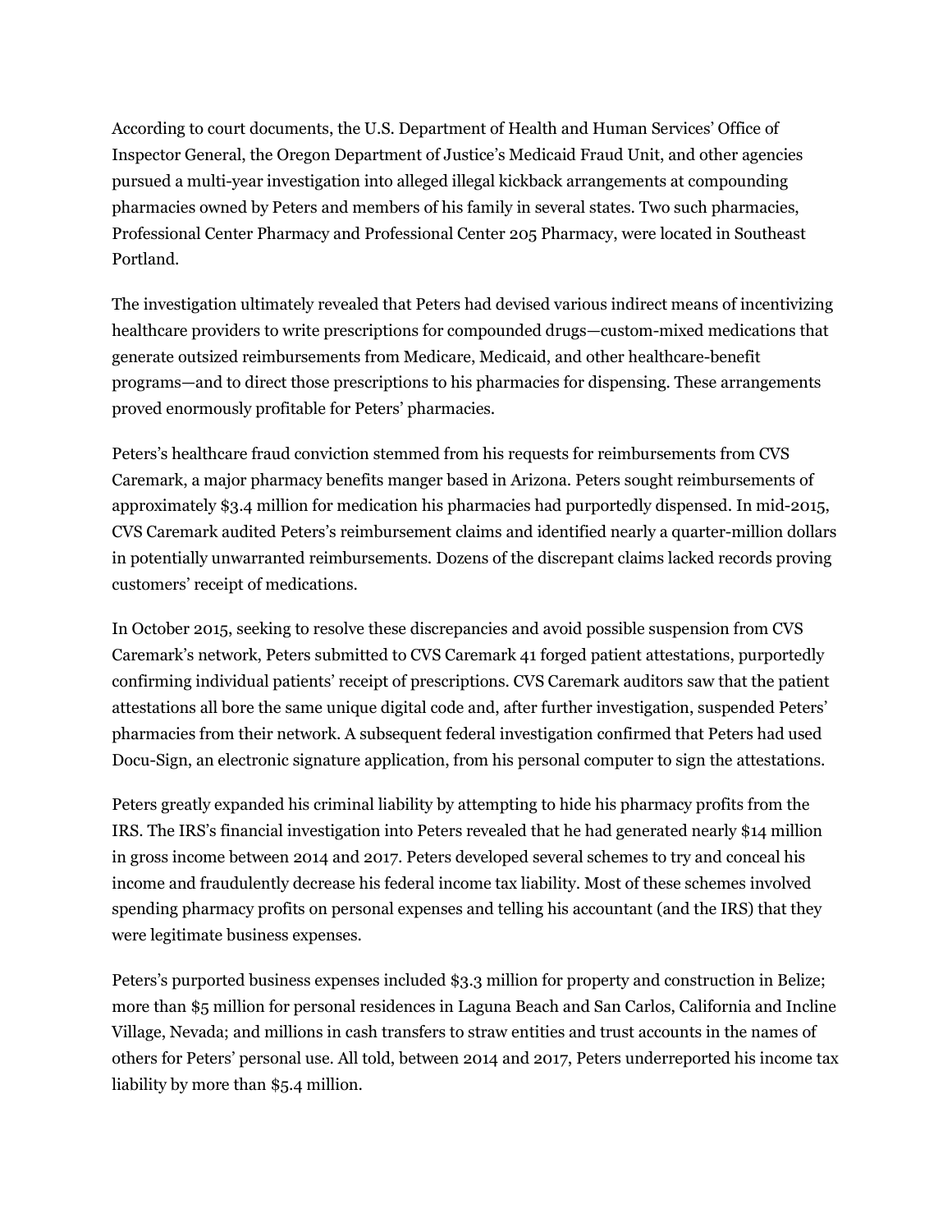According to court documents, the U.S. Department of Health and Human Services' Office of Inspector General, the Oregon Department of Justice's Medicaid Fraud Unit, and other agencies pursued a multi-year investigation into alleged illegal kickback arrangements at compounding pharmacies owned by Peters and members of his family in several states. Two such pharmacies, Professional Center Pharmacy and Professional Center 205 Pharmacy, were located in Southeast Portland.

The investigation ultimately revealed that Peters had devised various indirect means of incentivizing healthcare providers to write prescriptions for compounded drugs—custom-mixed medications that generate outsized reimbursements from Medicare, Medicaid, and other healthcare-benefit programs—and to direct those prescriptions to his pharmacies for dispensing. These arrangements proved enormously profitable for Peters' pharmacies.

Peters's healthcare fraud conviction stemmed from his requests for reimbursements from CVS Caremark, a major pharmacy benefits manger based in Arizona. Peters sought reimbursements of approximately $3.4 million for medication his pharmacies had purportedly dispensed. In mid-2015, CVS Caremark audited Peters's reimbursement claims and identified nearly a quarter-million dollars in potentially unwarranted reimbursements. Dozens of the discrepant claims lacked records proving customers' receipt of medications.

In October 2015, seeking to resolve these discrepancies and avoid possible suspension from CVS Caremark's network, Peters submitted to CVS Caremark 41 forged patient attestations, purportedly confirming individual patients' receipt of prescriptions. CVS Caremark auditors saw that the patient attestations all bore the same unique digital code and, after further investigation, suspended Peters' pharmacies from their network. A subsequent federal investigation confirmed that Peters had used Docu-Sign, an electronic signature application, from his personal computer to sign the attestations.

Peters greatly expanded his criminal liability by attempting to hide his pharmacy profits from the IRS. The IRS's financial investigation into Peters revealed that he had generated nearly $14 million in gross income between 2014 and 2017. Peters developed several schemes to try and conceal his income and fraudulently decrease his federal income tax liability. Most of these schemes involved spending pharmacy profits on personal expenses and telling his accountant (and the IRS) that they were legitimate business expenses.

Peters's purported business expenses included $3.3 million for property and construction in Belize; more than $5 million for personal residences in Laguna Beach and San Carlos, California and Incline Village, Nevada; and millions in cash transfers to straw entities and trust accounts in the names of others for Peters' personal use. All told, between 2014 and 2017, Peters underreported his income tax liability by more than $5.4 million.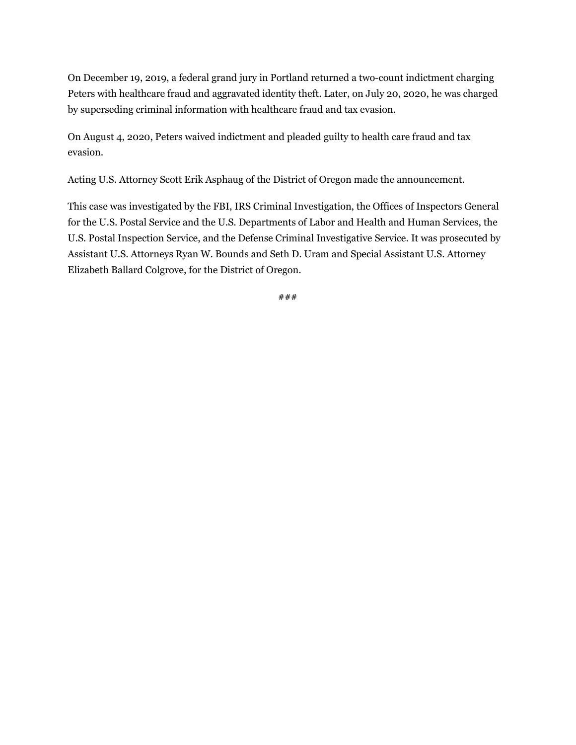On December 19, 2019, a federal grand jury in Portland returned a two-count indictment charging Peters with healthcare fraud and aggravated identity theft. Later, on July 20, 2020, he was charged by superseding criminal information with healthcare fraud and tax evasion.

On August 4, 2020, Peters waived indictment and pleaded guilty to health care fraud and tax evasion.

Acting U.S. Attorney Scott Erik Asphaug of the District of Oregon made the announcement.

This case was investigated by the FBI, IRS Criminal Investigation, the Offices of Inspectors General for the U.S. Postal Service and the U.S. Departments of Labor and Health and Human Services, the U.S. Postal Inspection Service, and the Defense Criminal Investigative Service. It was prosecuted by Assistant U.S. Attorneys Ryan W. Bounds and Seth D. Uram and Special Assistant U.S. Attorney Elizabeth Ballard Colgrove, for the District of Oregon.

###